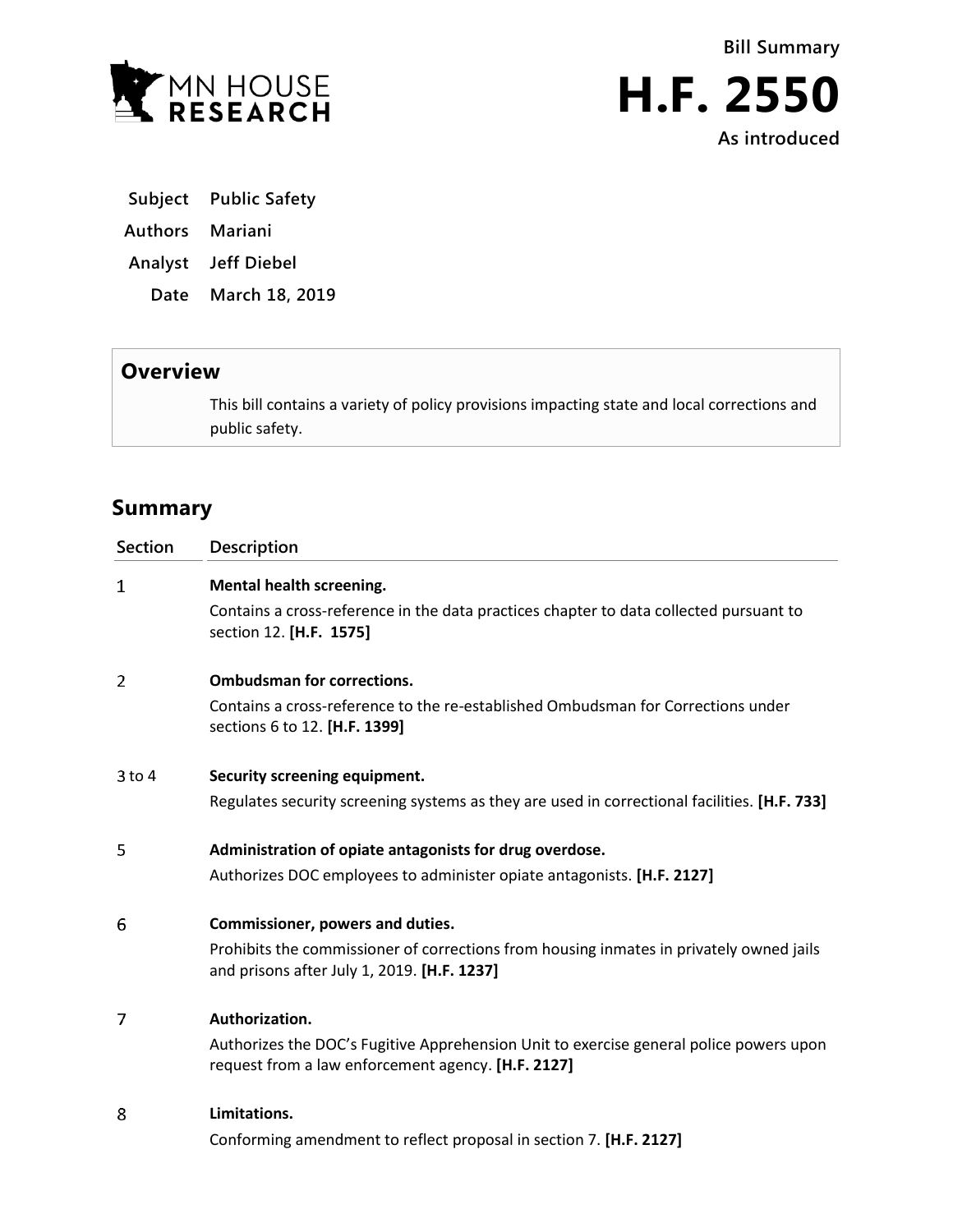Bill Summary

# H.F. 2550

As introduced

| | |
|---|---|
| **Subject** | **Public Safety** |
| **Authors** | **Mariani** |
| **Analyst** | **Jeff Diebel** |
| **Date** | **March 18, 2019** |

## Overview

This bill contains a variety of policy provisions impacting state and local corrections and public safety.

## Summary

| Section | Description |
|---|---|
| 1 | **Mental health screening.** Contains a cross-reference in the data practices chapter to data collected pursuant to section 12. **[H.F. 1575]** |
| 2 | **Ombudsman for corrections.** Contains a cross-reference to the re-established Ombudsman for Corrections under sections 6 to 12. **[H.F. 1399]** |
| 3 to 4 | **Security screening equipment.** Regulates security screening systems as they are used in correctional facilities. **[H.F. 733]** |
| 5 | **Administration of opiate antagonists for drug overdose.** Authorizes DOC employees to administer opiate antagonists. **[H.F. 2127]** |
| 6 | **Commissioner, powers and duties.** Prohibits the commissioner of corrections from housing inmates in privately owned jails and prisons after July 1, 2019. **[H.F. 1237]** |
| 7 | **Authorization.** Authorizes the DOC's Fugitive Apprehension Unit to exercise general police powers upon request from a law enforcement agency. **[H.F. 2127]** |
| 8 | **Limitations.** Conforming amendment to reflect proposal in section 7. **[H.F. 2127]** |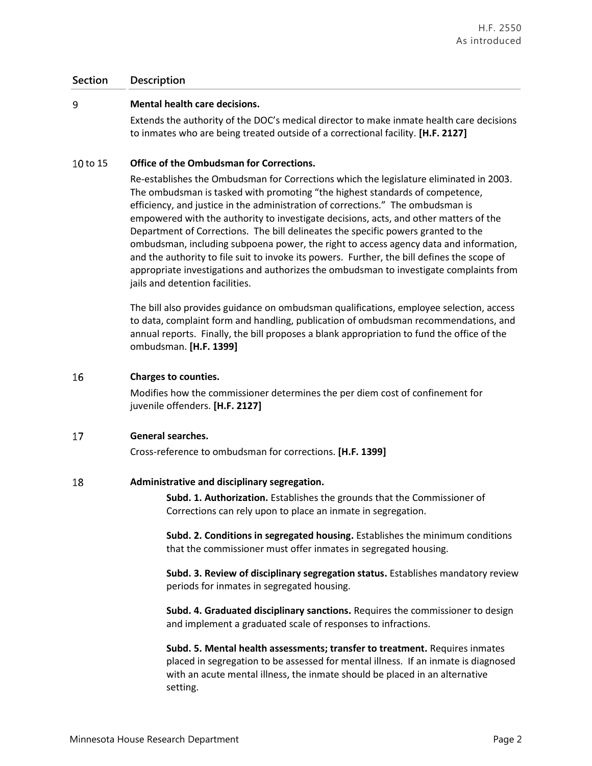| Section | Description |
|---|---|
| 9 | **Mental health care decisions.**<br>Extends the authority of the DOC's medical director to make inmate health care decisions to inmates who are being treated outside of a correctional facility. **[H.F. 2127]** |
| 10 to 15 | **Office of the Ombudsman for Corrections.**<br>Re-establishes the Ombudsman for Corrections which the legislature eliminated in 2003. The ombudsman is tasked with promoting "the highest standards of competence, efficiency, and justice in the administration of corrections." The ombudsman is empowered with the authority to investigate decisions, acts, and other matters of the Department of Corrections. The bill delineates the specific powers granted to the ombudsman, including subpoena power, the right to access agency data and information, and the authority to file suit to invoke its powers. Further, the bill defines the scope of appropriate investigations and authorizes the ombudsman to investigate complaints from jails and detention facilities.<br><br>The bill also provides guidance on ombudsman qualifications, employee selection, access to data, complaint form and handling, publication of ombudsman recommendations, and annual reports. Finally, the bill proposes a blank appropriation to fund the office of the ombudsman. **[H.F. 1399]** |
| 16 | **Charges to counties.**<br>Modifies how the commissioner determines the per diem cost of confinement for juvenile offenders. **[H.F. 2127]** |
| 17 | **General searches.**<br>Cross-reference to ombudsman for corrections. **[H.F. 1399]** |
| 18 | **Administrative and disciplinary segregation.**<br>**Subd. 1. Authorization.** Establishes the grounds that the Commissioner of Corrections can rely upon to place an inmate in segregation.<br><br>**Subd. 2. Conditions in segregated housing.** Establishes the minimum conditions that the commissioner must offer inmates in segregated housing.<br><br>**Subd. 3. Review of disciplinary segregation status.** Establishes mandatory review periods for inmates in segregated housing.<br><br>**Subd. 4. Graduated disciplinary sanctions.** Requires the commissioner to design and implement a graduated scale of responses to infractions.<br><br>**Subd. 5. Mental health assessments; transfer to treatment.** Requires inmates placed in segregation to be assessed for mental illness. If an inmate is diagnosed with an acute mental illness, the inmate should be placed in an alternative setting. |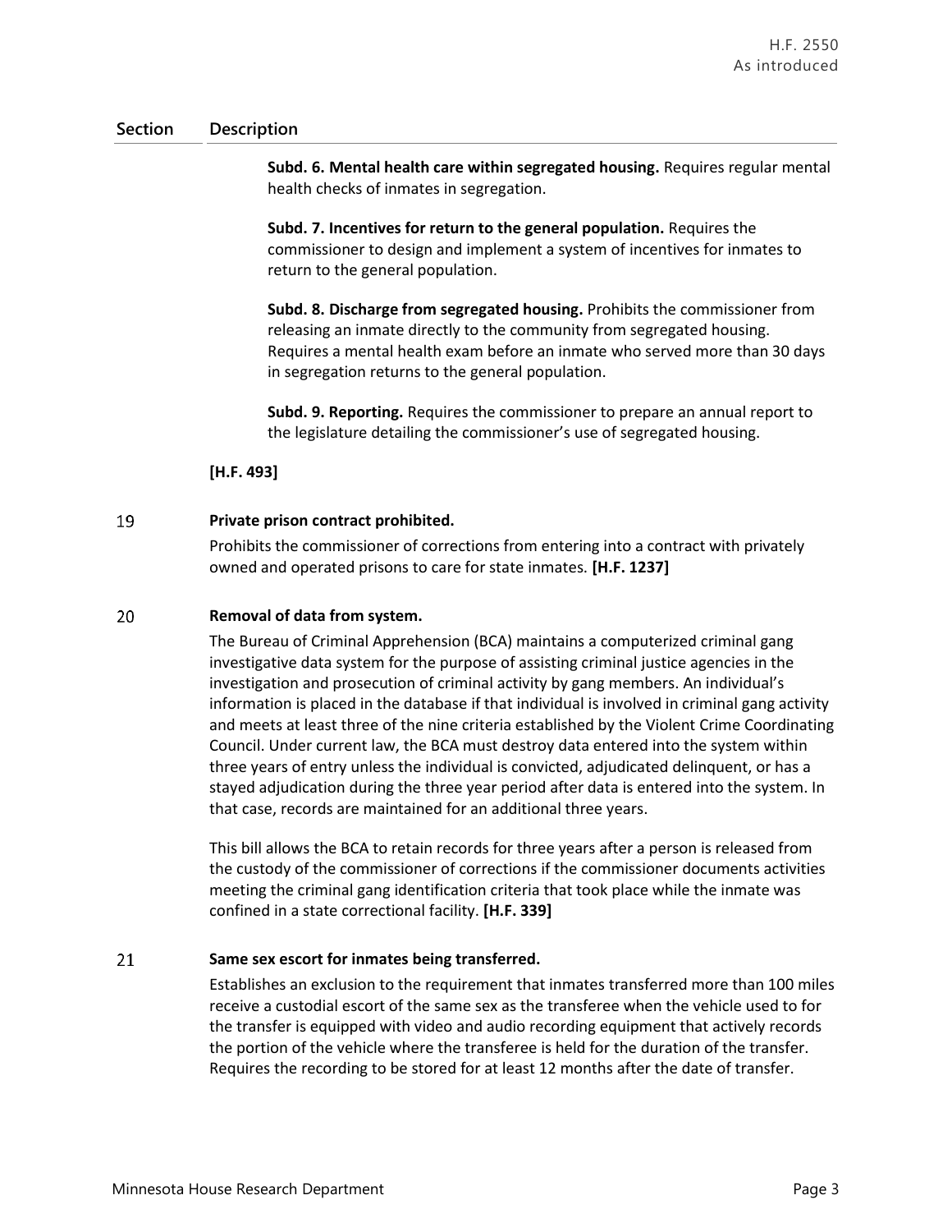| Section | Description |
|---|---|
| | **Subd. 6. Mental health care within segregated housing.** Requires regular mental health checks of inmates in segregation.<br><br>**Subd. 7. Incentives for return to the general population.** Requires the commissioner to design and implement a system of incentives for inmates to return to the general population.<br><br>**Subd. 8. Discharge from segregated housing.** Prohibits the commissioner from releasing an inmate directly to the community from segregated housing. Requires a mental health exam before an inmate who served more than 30 days in segregation returns to the general population.<br><br>**Subd. 9. Reporting.** Requires the commissioner to prepare an annual report to the legislature detailing the commissioner's use of segregated housing.<br><br>**[H.F. 493]** |
| 19 | **Private prison contract prohibited.**<br><br>Prohibits the commissioner of corrections from entering into a contract with privately owned and operated prisons to care for state inmates. **[H.F. 1237]** |
| 20 | **Removal of data from system.**<br><br>The Bureau of Criminal Apprehension (BCA) maintains a computerized criminal gang investigative data system for the purpose of assisting criminal justice agencies in the investigation and prosecution of criminal activity by gang members. An individual's information is placed in the database if that individual is involved in criminal gang activity and meets at least three of the nine criteria established by the Violent Crime Coordinating Council. Under current law, the BCA must destroy data entered into the system within three years of entry unless the individual is convicted, adjudicated delinquent, or has a stayed adjudication during the three year period after data is entered into the system. In that case, records are maintained for an additional three years.<br><br>This bill allows the BCA to retain records for three years after a person is released from the custody of the commissioner of corrections if the commissioner documents activities meeting the criminal gang identification criteria that took place while the inmate was confined in a state correctional facility. **[H.F. 339]** |
| 21 | **Same sex escort for inmates being transferred.**<br><br>Establishes an exclusion to the requirement that inmates transferred more than 100 miles receive a custodial escort of the same sex as the transferee when the vehicle used to for the transfer is equipped with video and audio recording equipment that actively records the portion of the vehicle where the transferee is held for the duration of the transfer. Requires the recording to be stored for at least 12 months after the date of transfer. |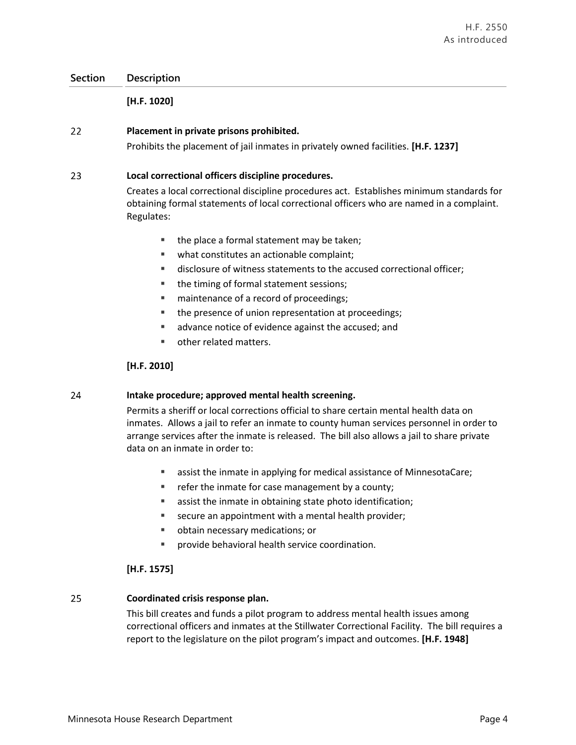| Section | Description |
|---|---|
| | **[H.F. 1020]** |
| 22 | **Placement in private prisons prohibited.**<br>Prohibits the placement of jail inmates in privately owned facilities. **[H.F. 1237]** |
| 23 | **Local correctional officers discipline procedures.**<br>Creates a local correctional discipline procedures act. Establishes minimum standards for obtaining formal statements of local correctional officers who are named in a complaint. Regulates:<br>▪ the place a formal statement may be taken;<br>▪ what constitutes an actionable complaint;<br>▪ disclosure of witness statements to the accused correctional officer;<br>▪ the timing of formal statement sessions;<br>▪ maintenance of a record of proceedings;<br>▪ the presence of union representation at proceedings;<br>▪ advance notice of evidence against the accused; and<br>▪ other related matters.<br>**[H.F. 2010]** |
| 24 | **Intake procedure; approved mental health screening.**<br>Permits a sheriff or local corrections official to share certain mental health data on inmates. Allows a jail to refer an inmate to county human services personnel in order to arrange services after the inmate is released. The bill also allows a jail to share private data on an inmate in order to:<br>▪ assist the inmate in applying for medical assistance of MinnesotaCare;<br>▪ refer the inmate for case management by a county;<br>▪ assist the inmate in obtaining state photo identification;<br>▪ secure an appointment with a mental health provider;<br>▪ obtain necessary medications; or<br>▪ provide behavioral health service coordination.<br>**[H.F. 1575]** |
| 25 | **Coordinated crisis response plan.**<br>This bill creates and funds a pilot program to address mental health issues among correctional officers and inmates at the Stillwater Correctional Facility. The bill requires a report to the legislature on the pilot program's impact and outcomes. **[H.F. 1948]** |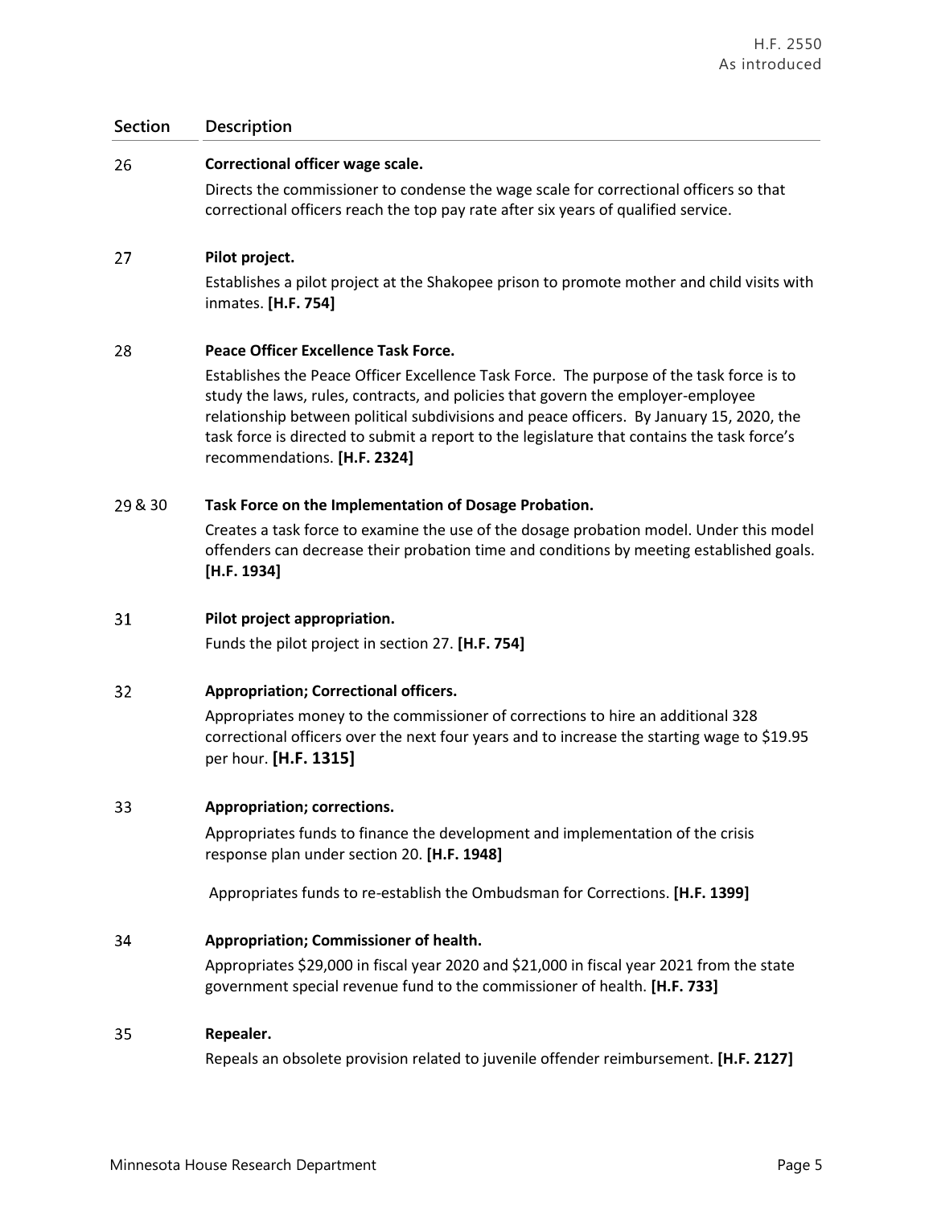| Section | Description |
|---|---|
| 26 | **Correctional officer wage scale.**<br>Directs the commissioner to condense the wage scale for correctional officers so that correctional officers reach the top pay rate after six years of qualified service. |
| 27 | **Pilot project.**<br>Establishes a pilot project at the Shakopee prison to promote mother and child visits with inmates. **[H.F. 754]** |
| 28 | **Peace Officer Excellence Task Force.**<br>Establishes the Peace Officer Excellence Task Force. The purpose of the task force is to study the laws, rules, contracts, and policies that govern the employer-employee relationship between political subdivisions and peace officers. By January 15, 2020, the task force is directed to submit a report to the legislature that contains the task force's recommendations. **[H.F. 2324]** |
| 29 & 30 | **Task Force on the Implementation of Dosage Probation.**<br>Creates a task force to examine the use of the dosage probation model. Under this model offenders can decrease their probation time and conditions by meeting established goals. **[H.F. 1934]** |
| 31 | **Pilot project appropriation.**<br>Funds the pilot project in section 27. **[H.F. 754]** |
| 32 | **Appropriation; Correctional officers.**<br>Appropriates money to the commissioner of corrections to hire an additional 328 correctional officers over the next four years and to increase the starting wage to $19.95 per hour. **[H.F. 1315]** |
| 33 | **Appropriation; corrections.**<br>Appropriates funds to finance the development and implementation of the crisis response plan under section 20. **[H.F. 1948]**<br>Appropriates funds to re-establish the Ombudsman for Corrections. **[H.F. 1399]** |
| 34 | **Appropriation; Commissioner of health.**<br>Appropriates $29,000 in fiscal year 2020 and $21,000 in fiscal year 2021 from the state government special revenue fund to the commissioner of health. **[H.F. 733]** |
| 35 | **Repealer.**<br>Repeals an obsolete provision related to juvenile offender reimbursement. **[H.F. 2127]** |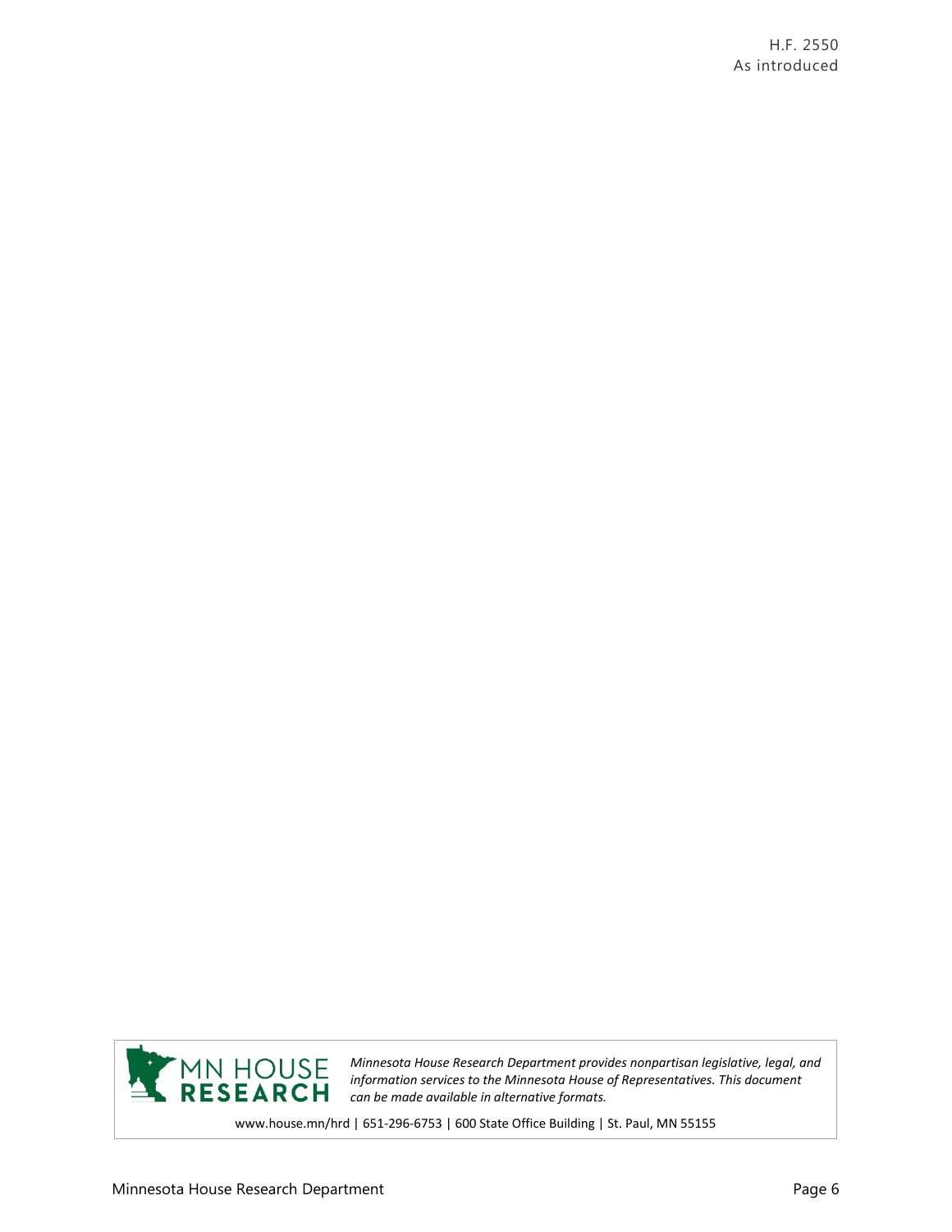MN HOUSE RESEARCH

*Minnesota House Research Department provides nonpartisan legislative, legal, and information services to the Minnesota House of Representatives. This document can be made available in alternative formats.*

www.house.mn/hrd | 651-296-6753 | 600 State Office Building | St. Paul, MN 55155